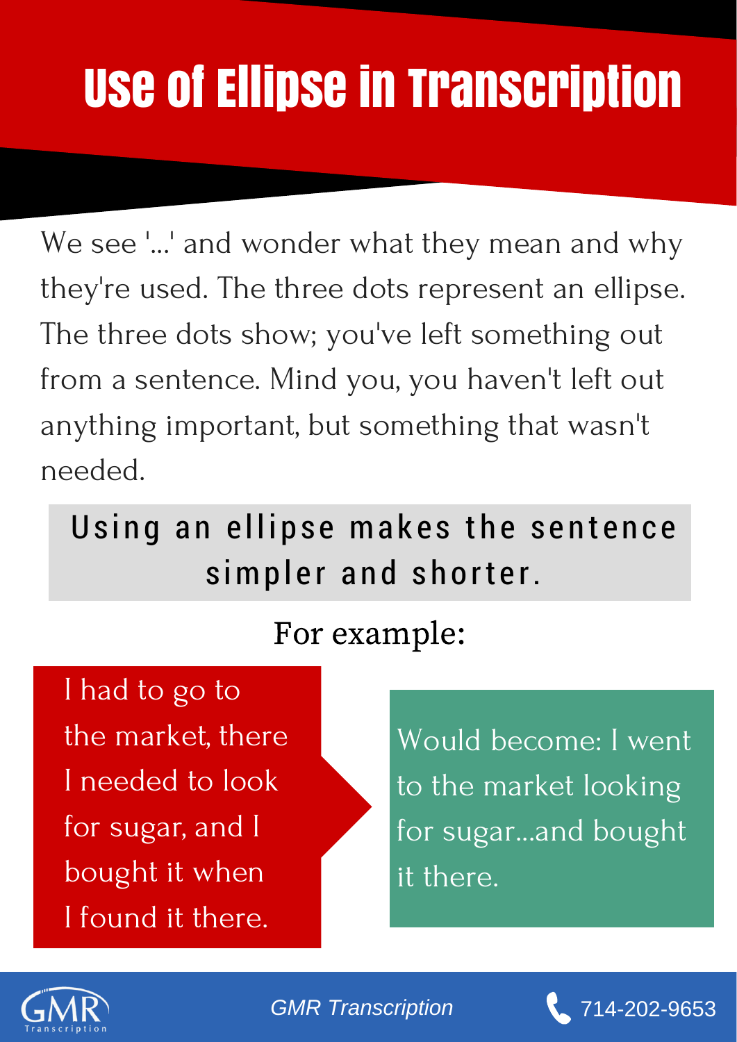# Use of Ellipse in Transcription

We see '...' and wonder what they mean and why they're used. The three dots represent an ellipse. The three dots show; you've left something out from a sentence. Mind you, you haven't left out anything important, but something that wasn't needed.

**Using an ellipse makes the sentence simpler and shorter.**

For example:

I had to go to the market, there I needed to look for sugar, and I bought it when I found it there.

Would become: I went to the market looking for sugar...and bought it there.

*GMR Transcription*

714-202-9653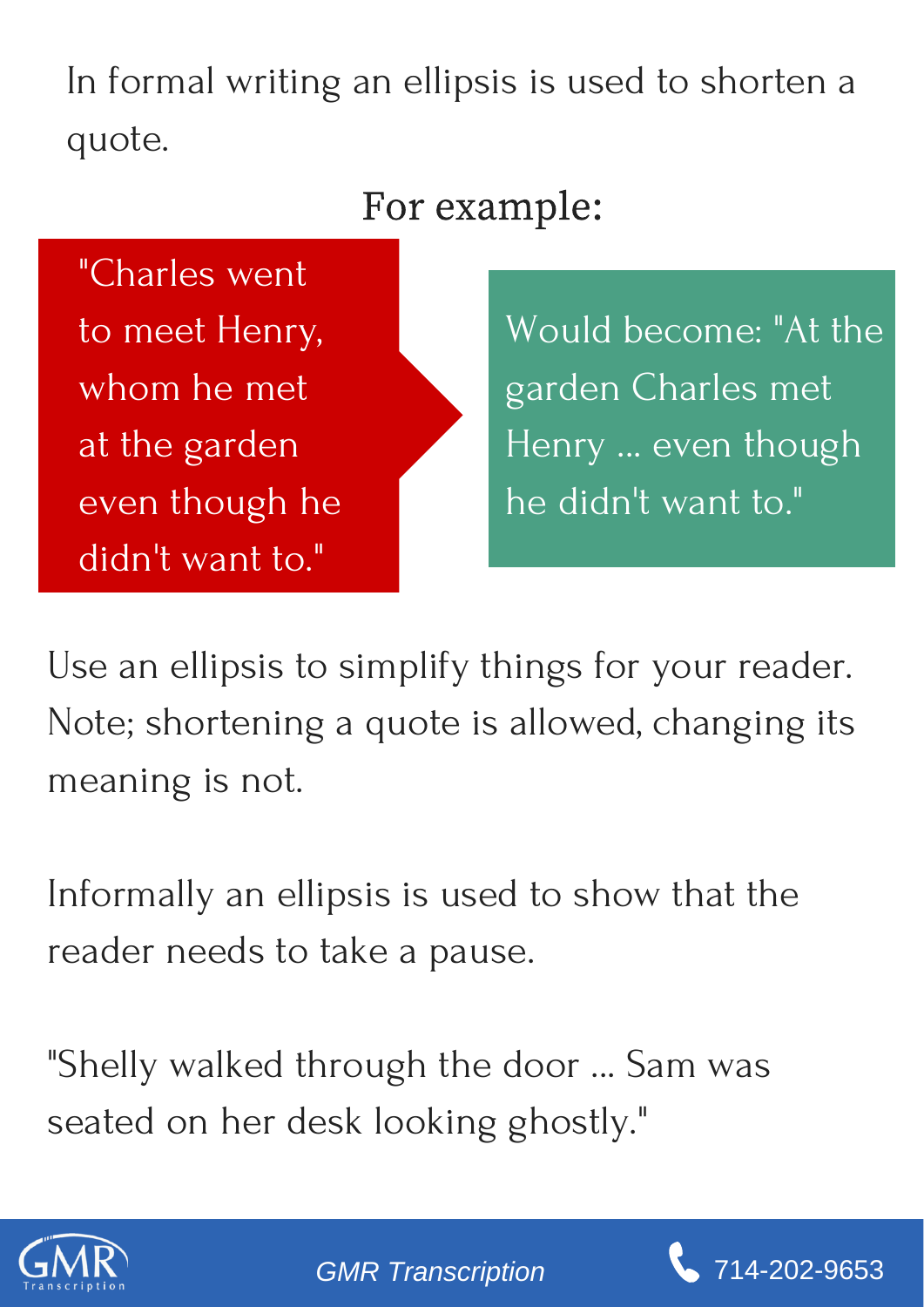In formal writing an ellipsis is used to shorten a quote.

## For example:

"Charles went to meet Henry, whom he met at the garden even though he didn't want to."

Would become: "At the garden Charles met Henry ... even though he didn't want to."

Use an ellipsis to simplify things for your reader. Note; shortening a quote is allowed, changing its meaning is not.

Informally an ellipsis is used to show that the reader needs to take a pause.

"Shelly walked through the door ... Sam was seated on her desk looking ghostly."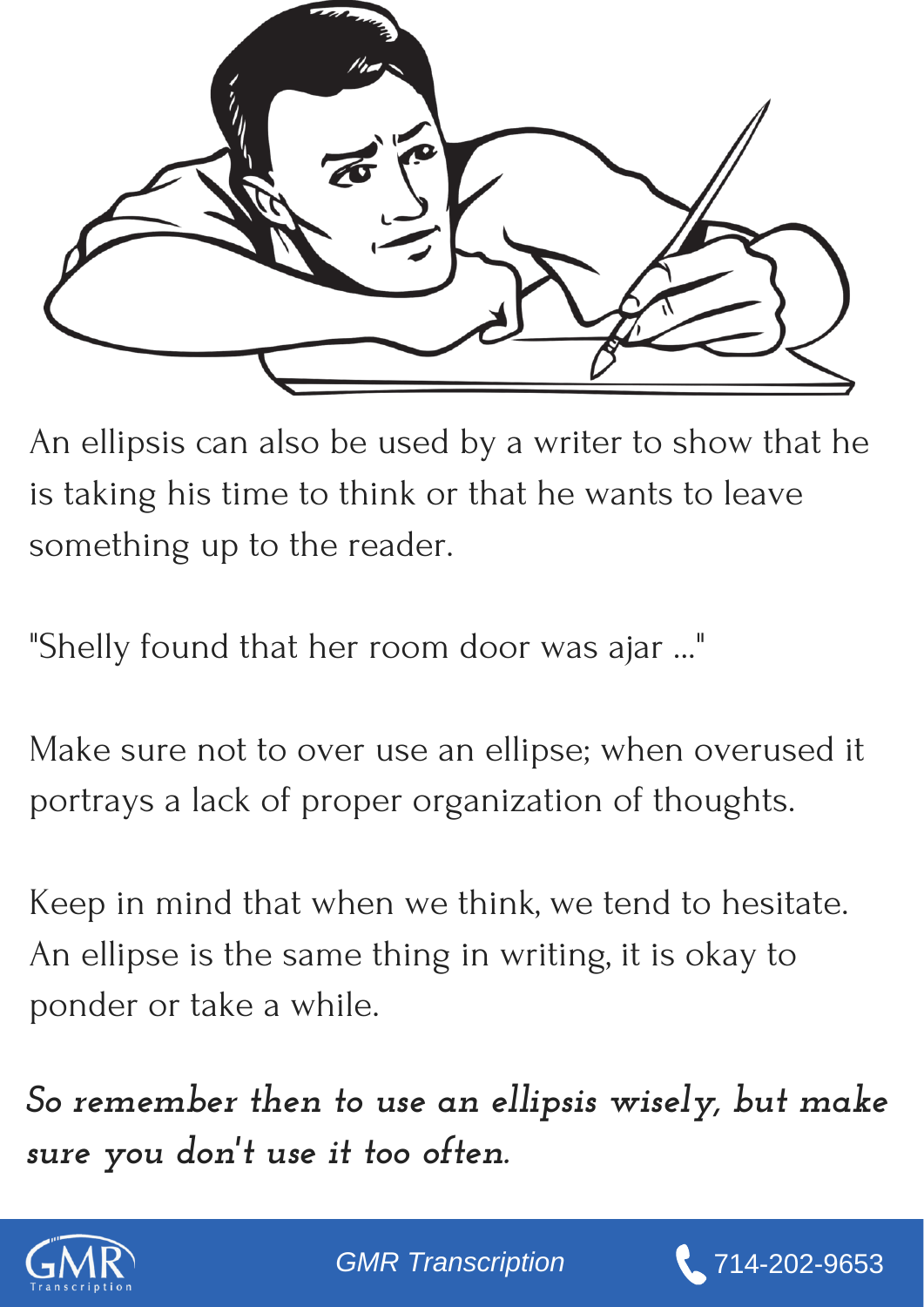An ellipsis can also be used by a writer to show that he is taking his time to think or that he wants to leave something up to the reader.

"Shelly found that her room door was ajar ..."

Make sure not to over use an ellipse; when overused it portrays a lack of proper organization of thoughts.

Keep in mind that when we think, we tend to hesitate. An ellipse is the same thing in writing, it is okay to ponder or take a while.

***So remember then to use an ellipsis wisely, but make sure you don't use it too often.***

GMR Transcription

714-202-9653